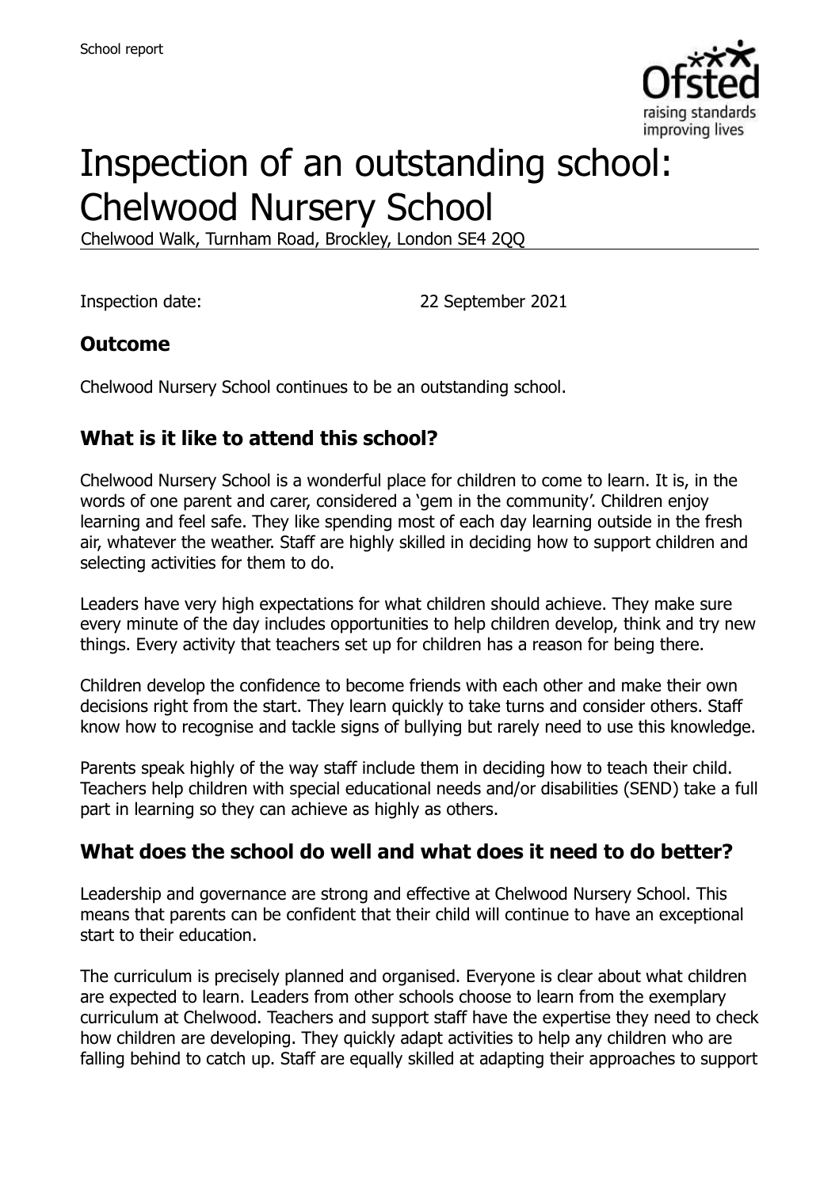School report

# Inspection of an outstanding school: Chelwood Nursery School

Chelwood Walk, Turnham Road, Brockley, London SE4 2QQ

Inspection date: 22 September 2021

## Outcome

Chelwood Nursery School continues to be an outstanding school.

## What is it like to attend this school?

Chelwood Nursery School is a wonderful place for children to come to learn. It is, in the words of one parent and carer, considered a 'gem in the community'. Children enjoy learning and feel safe. They like spending most of each day learning outside in the fresh air, whatever the weather. Staff are highly skilled in deciding how to support children and selecting activities for them to do.

Leaders have very high expectations for what children should achieve. They make sure every minute of the day includes opportunities to help children develop, think and try new things. Every activity that teachers set up for children has a reason for being there.

Children develop the confidence to become friends with each other and make their own decisions right from the start. They learn quickly to take turns and consider others. Staff know how to recognise and tackle signs of bullying but rarely need to use this knowledge.

Parents speak highly of the way staff include them in deciding how to teach their child. Teachers help children with special educational needs and/or disabilities (SEND) take a full part in learning so they can achieve as highly as others.

## What does the school do well and what does it need to do better?

Leadership and governance are strong and effective at Chelwood Nursery School. This means that parents can be confident that their child will continue to have an exceptional start to their education.

The curriculum is precisely planned and organised. Everyone is clear about what children are expected to learn. Leaders from other schools choose to learn from the exemplary curriculum at Chelwood. Teachers and support staff have the expertise they need to check how children are developing. They quickly adapt activities to help any children who are falling behind to catch up. Staff are equally skilled at adapting their approaches to support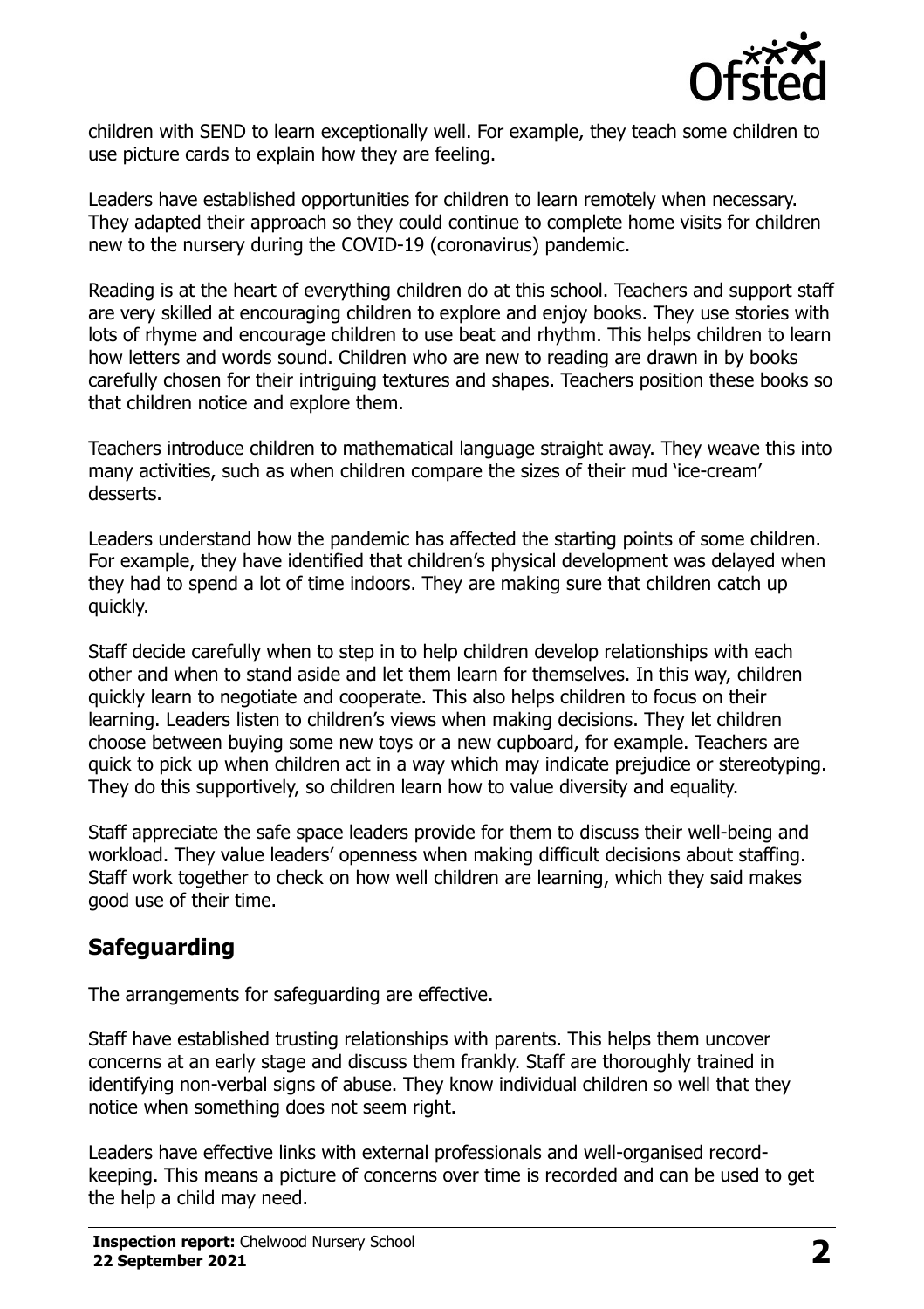children with SEND to learn exceptionally well. For example, they teach some children to use picture cards to explain how they are feeling.

Leaders have established opportunities for children to learn remotely when necessary. They adapted their approach so they could continue to complete home visits for children new to the nursery during the COVID-19 (coronavirus) pandemic.

Reading is at the heart of everything children do at this school. Teachers and support staff are very skilled at encouraging children to explore and enjoy books. They use stories with lots of rhyme and encourage children to use beat and rhythm. This helps children to learn how letters and words sound. Children who are new to reading are drawn in by books carefully chosen for their intriguing textures and shapes. Teachers position these books so that children notice and explore them.

Teachers introduce children to mathematical language straight away. They weave this into many activities, such as when children compare the sizes of their mud 'ice-cream' desserts.

Leaders understand how the pandemic has affected the starting points of some children. For example, they have identified that children's physical development was delayed when they had to spend a lot of time indoors. They are making sure that children catch up quickly.

Staff decide carefully when to step in to help children develop relationships with each other and when to stand aside and let them learn for themselves. In this way, children quickly learn to negotiate and cooperate. This also helps children to focus on their learning. Leaders listen to children's views when making decisions. They let children choose between buying some new toys or a new cupboard, for example. Teachers are quick to pick up when children act in a way which may indicate prejudice or stereotyping. They do this supportively, so children learn how to value diversity and equality.

Staff appreciate the safe space leaders provide for them to discuss their well-being and workload. They value leaders' openness when making difficult decisions about staffing. Staff work together to check on how well children are learning, which they said makes good use of their time.

## Safeguarding

The arrangements for safeguarding are effective.

Staff have established trusting relationships with parents. This helps them uncover concerns at an early stage and discuss them frankly. Staff are thoroughly trained in identifying non-verbal signs of abuse. They know individual children so well that they notice when something does not seem right.

Leaders have effective links with external professionals and well-organised record-keeping. This means a picture of concerns over time is recorded and can be used to get the help a child may need.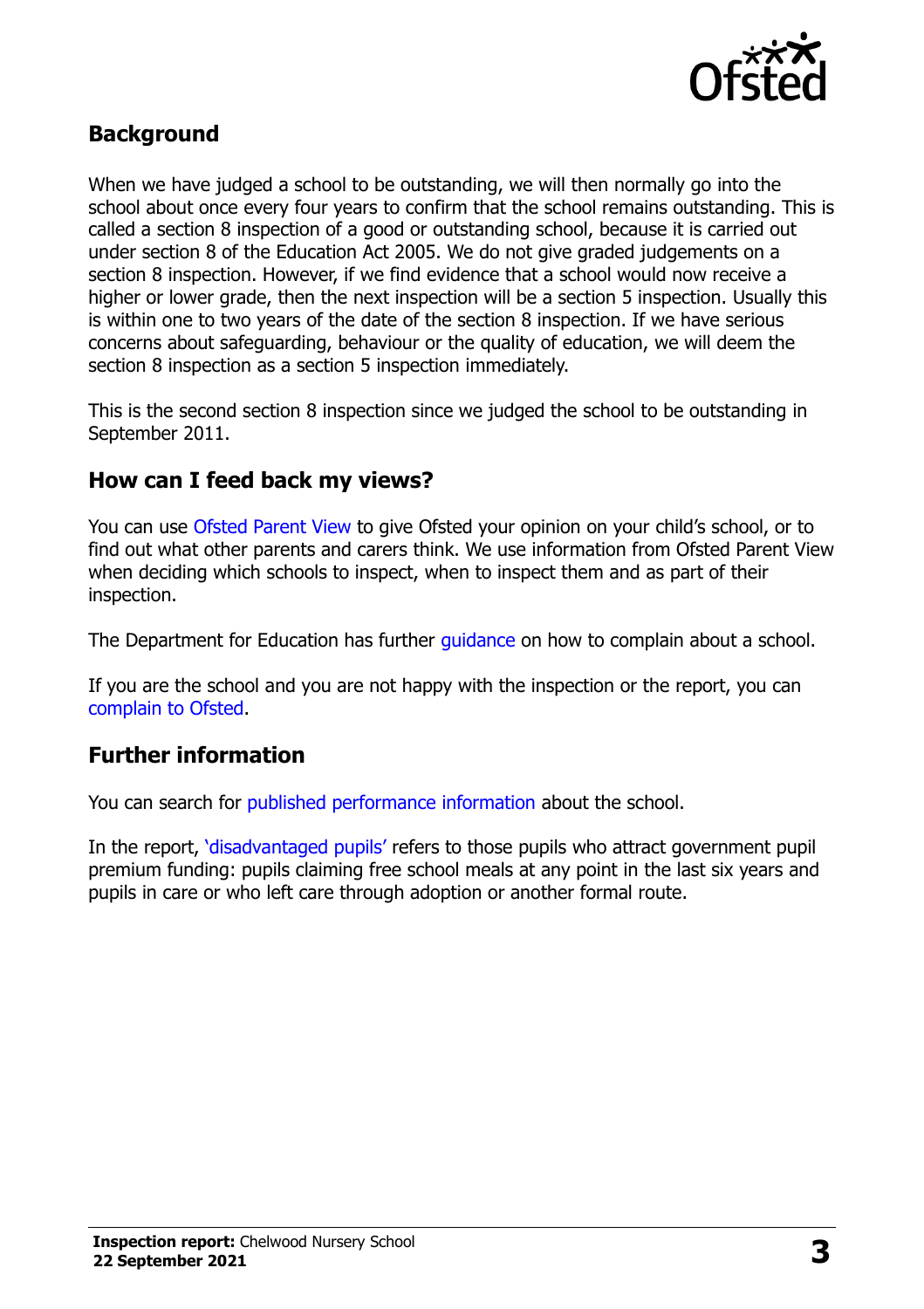## Background

When we have judged a school to be outstanding, we will then normally go into the school about once every four years to confirm that the school remains outstanding. This is called a section 8 inspection of a good or outstanding school, because it is carried out under section 8 of the Education Act 2005. We do not give graded judgements on a section 8 inspection. However, if we find evidence that a school would now receive a higher or lower grade, then the next inspection will be a section 5 inspection. Usually this is within one to two years of the date of the section 8 inspection. If we have serious concerns about safeguarding, behaviour or the quality of education, we will deem the section 8 inspection as a section 5 inspection immediately.

This is the second section 8 inspection since we judged the school to be outstanding in September 2011.

## How can I feed back my views?

You can use Ofsted Parent View to give Ofsted your opinion on your child's school, or to find out what other parents and carers think. We use information from Ofsted Parent View when deciding which schools to inspect, when to inspect them and as part of their inspection.

The Department for Education has further guidance on how to complain about a school.

If you are the school and you are not happy with the inspection or the report, you can complain to Ofsted.

## Further information

You can search for published performance information about the school.

In the report, 'disadvantaged pupils' refers to those pupils who attract government pupil premium funding: pupils claiming free school meals at any point in the last six years and pupils in care or who left care through adoption or another formal route.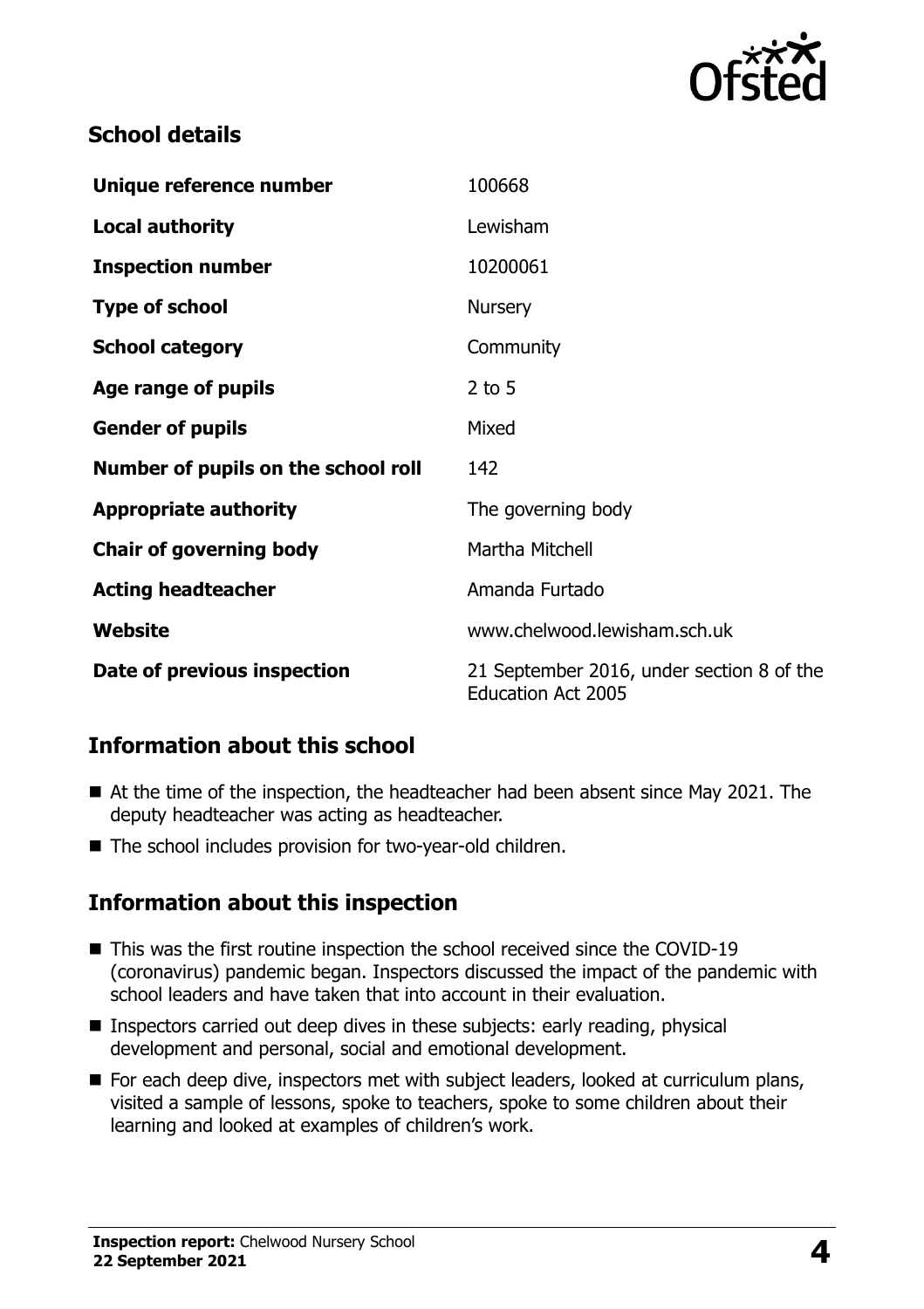## School details

| | |
|---|---|
| **Unique reference number** | 100668 |
| **Local authority** | Lewisham |
| **Inspection number** | 10200061 |
| **Type of school** | Nursery |
| **School category** | Community |
| **Age range of pupils** | 2 to 5 |
| **Gender of pupils** | Mixed |
| **Number of pupils on the school roll** | 142 |
| **Appropriate authority** | The governing body |
| **Chair of governing body** | Martha Mitchell |
| **Acting headteacher** | Amanda Furtado |
| **Website** | www.chelwood.lewisham.sch.uk |
| **Date of previous inspection** | 21 September 2016, under section 8 of the Education Act 2005 |

## Information about this school

- At the time of the inspection, the headteacher had been absent since May 2021. The deputy headteacher was acting as headteacher.
- The school includes provision for two-year-old children.

## Information about this inspection

- This was the first routine inspection the school received since the COVID-19 (coronavirus) pandemic began. Inspectors discussed the impact of the pandemic with school leaders and have taken that into account in their evaluation.
- Inspectors carried out deep dives in these subjects: early reading, physical development and personal, social and emotional development.
- For each deep dive, inspectors met with subject leaders, looked at curriculum plans, visited a sample of lessons, spoke to teachers, spoke to some children about their learning and looked at examples of children's work.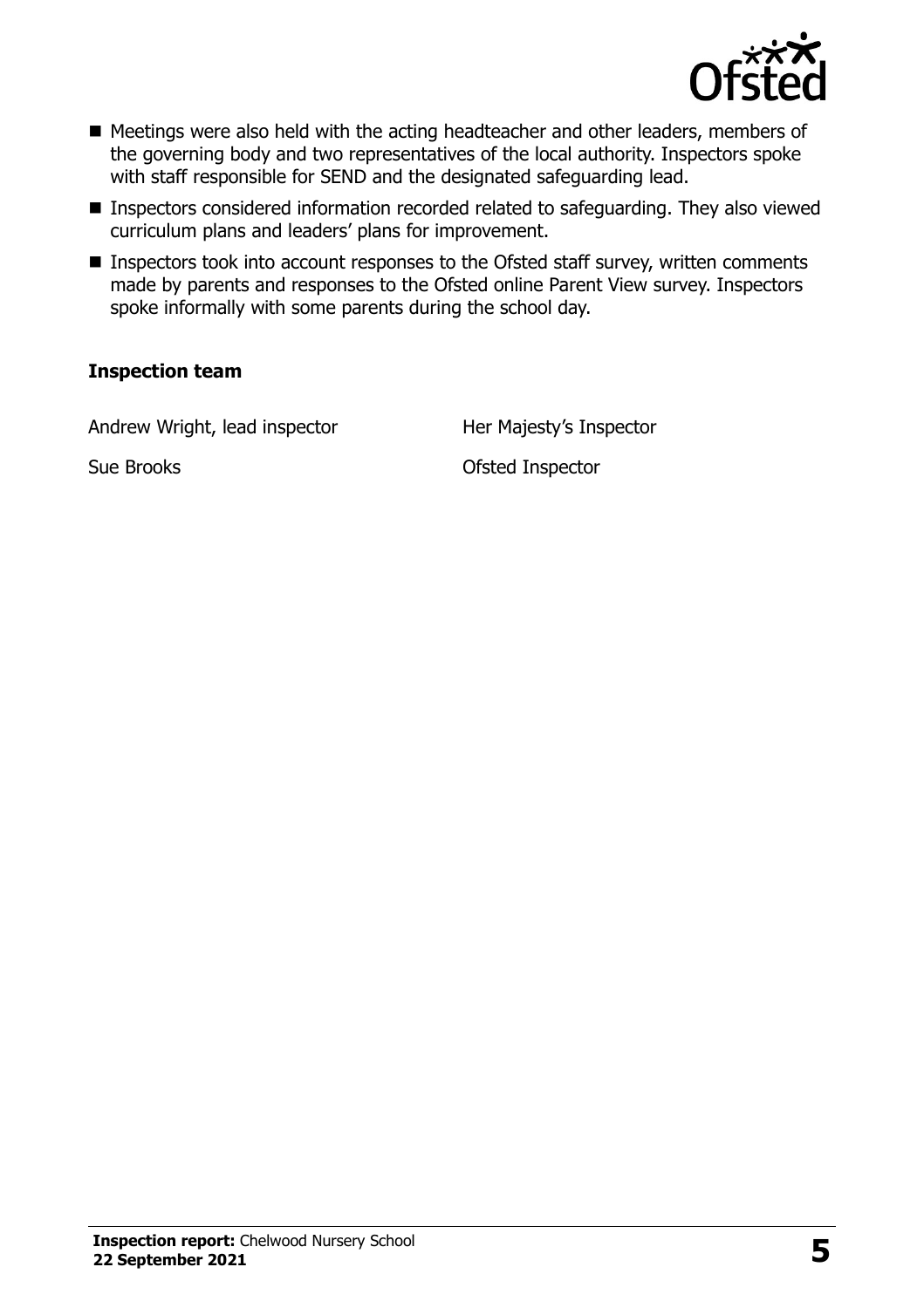- Meetings were also held with the acting headteacher and other leaders, members of the governing body and two representatives of the local authority. Inspectors spoke with staff responsible for SEND and the designated safeguarding lead.
- Inspectors considered information recorded related to safeguarding. They also viewed curriculum plans and leaders' plans for improvement.
- Inspectors took into account responses to the Ofsted staff survey, written comments made by parents and responses to the Ofsted online Parent View survey. Inspectors spoke informally with some parents during the school day.

### Inspection team

| | |
| --- | --- |
| Andrew Wright, lead inspector | Her Majesty's Inspector |
| Sue Brooks | Ofsted Inspector |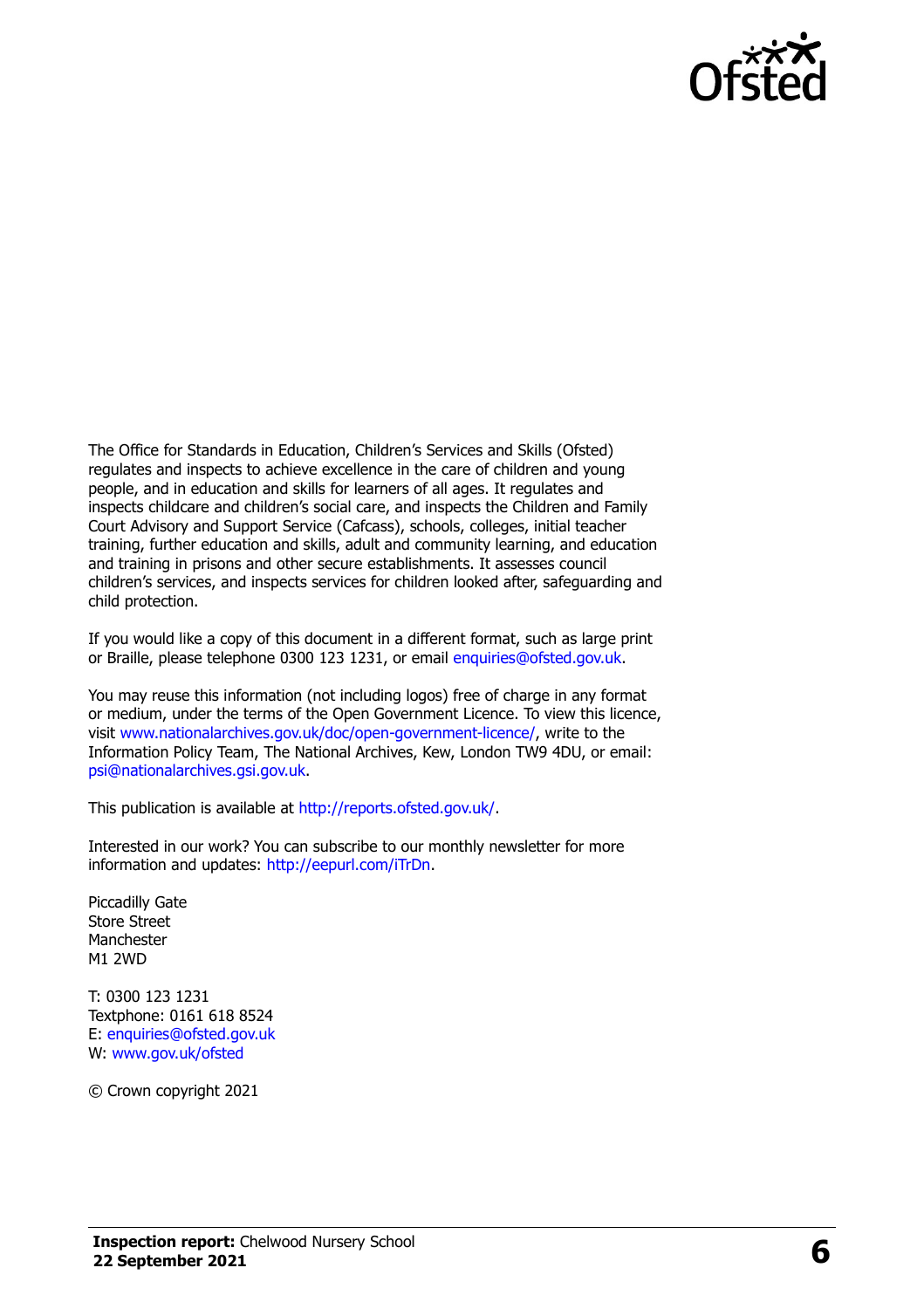The Office for Standards in Education, Children's Services and Skills (Ofsted) regulates and inspects to achieve excellence in the care of children and young people, and in education and skills for learners of all ages. It regulates and inspects childcare and children's social care, and inspects the Children and Family Court Advisory and Support Service (Cafcass), schools, colleges, initial teacher training, further education and skills, adult and community learning, and education and training in prisons and other secure establishments. It assesses council children's services, and inspects services for children looked after, safeguarding and child protection.

If you would like a copy of this document in a different format, such as large print or Braille, please telephone 0300 123 1231, or email enquiries@ofsted.gov.uk.

You may reuse this information (not including logos) free of charge in any format or medium, under the terms of the Open Government Licence. To view this licence, visit www.nationalarchives.gov.uk/doc/open-government-licence/, write to the Information Policy Team, The National Archives, Kew, London TW9 4DU, or email: psi@nationalarchives.gsi.gov.uk.

This publication is available at http://reports.ofsted.gov.uk/.

Interested in our work? You can subscribe to our monthly newsletter for more information and updates: http://eepurl.com/iTrDn.

Piccadilly Gate
Store Street
Manchester
M1 2WD

T: 0300 123 1231
Textphone: 0161 618 8524
E: enquiries@ofsted.gov.uk
W: www.gov.uk/ofsted

© Crown copyright 2021